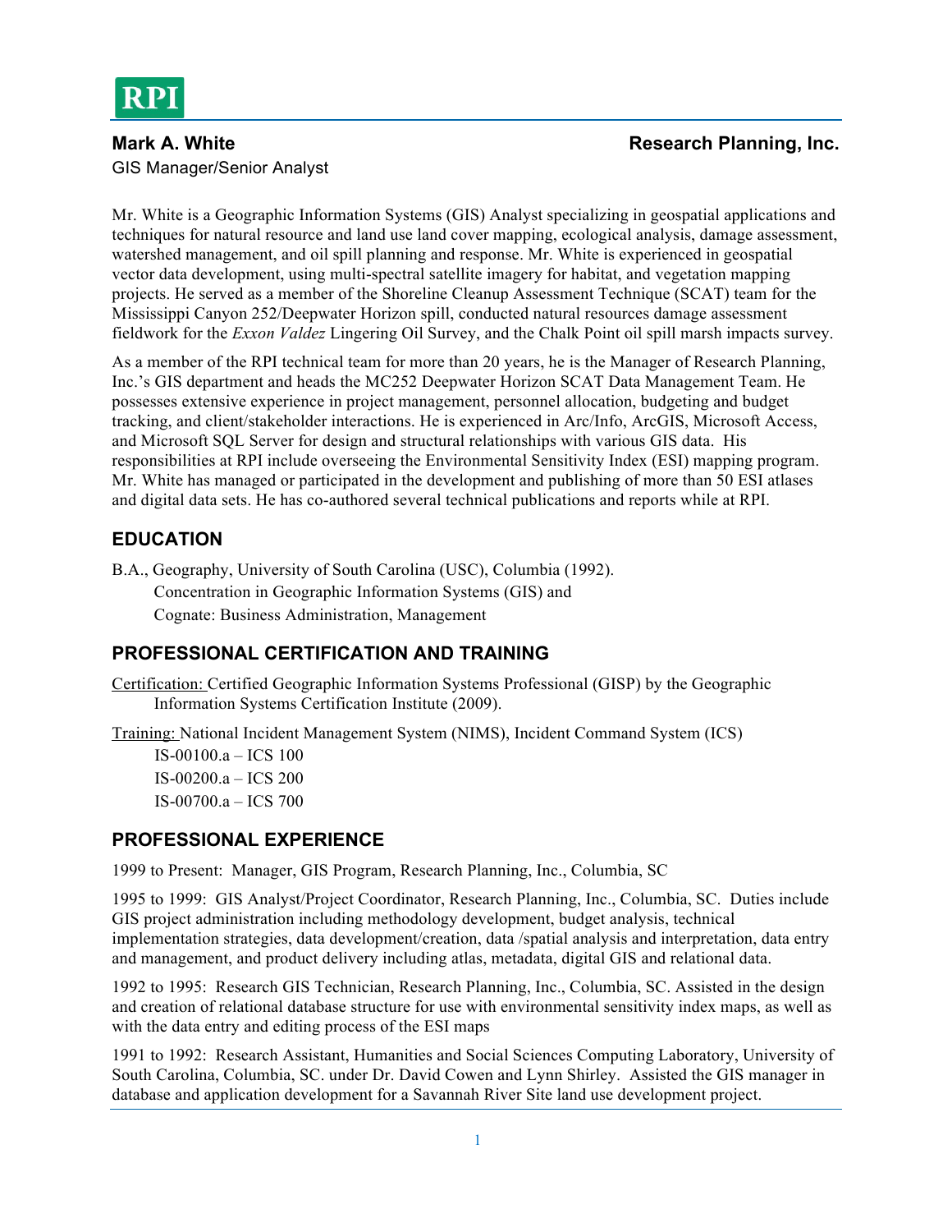RPI

**Mark A. White** **Research Planning, Inc.**

GIS Manager/Senior Analyst

Mr. White is a Geographic Information Systems (GIS) Analyst specializing in geospatial applications and techniques for natural resource and land use land cover mapping, ecological analysis, damage assessment, watershed management, and oil spill planning and response. Mr. White is experienced in geospatial vector data development, using multi-spectral satellite imagery for habitat, and vegetation mapping projects. He served as a member of the Shoreline Cleanup Assessment Technique (SCAT) team for the Mississippi Canyon 252/Deepwater Horizon spill, conducted natural resources damage assessment fieldwork for the *Exxon Valdez* Lingering Oil Survey, and the Chalk Point oil spill marsh impacts survey.

As a member of the RPI technical team for more than 20 years, he is the Manager of Research Planning, Inc.'s GIS department and heads the MC252 Deepwater Horizon SCAT Data Management Team. He possesses extensive experience in project management, personnel allocation, budgeting and budget tracking, and client/stakeholder interactions. He is experienced in Arc/Info, ArcGIS, Microsoft Access, and Microsoft SQL Server for design and structural relationships with various GIS data. His responsibilities at RPI include overseeing the Environmental Sensitivity Index (ESI) mapping program. Mr. White has managed or participated in the development and publishing of more than 50 ESI atlases and digital data sets. He has co-authored several technical publications and reports while at RPI.

## EDUCATION

B.A., Geography, University of South Carolina (USC), Columbia (1992).
Concentration in Geographic Information Systems (GIS) and
Cognate: Business Administration, Management

## PROFESSIONAL CERTIFICATION AND TRAINING

Certification: Certified Geographic Information Systems Professional (GISP) by the Geographic Information Systems Certification Institute (2009).

Training: National Incident Management System (NIMS), Incident Command System (ICS)
IS-00100.a – ICS 100
IS-00200.a – ICS 200
IS-00700.a – ICS 700

## PROFESSIONAL EXPERIENCE

1999 to Present: Manager, GIS Program, Research Planning, Inc., Columbia, SC

1995 to 1999: GIS Analyst/Project Coordinator, Research Planning, Inc., Columbia, SC. Duties include GIS project administration including methodology development, budget analysis, technical implementation strategies, data development/creation, data /spatial analysis and interpretation, data entry and management, and product delivery including atlas, metadata, digital GIS and relational data.

1992 to 1995: Research GIS Technician, Research Planning, Inc., Columbia, SC. Assisted in the design and creation of relational database structure for use with environmental sensitivity index maps, as well as with the data entry and editing process of the ESI maps

1991 to 1992: Research Assistant, Humanities and Social Sciences Computing Laboratory, University of South Carolina, Columbia, SC. under Dr. David Cowen and Lynn Shirley. Assisted the GIS manager in database and application development for a Savannah River Site land use development project.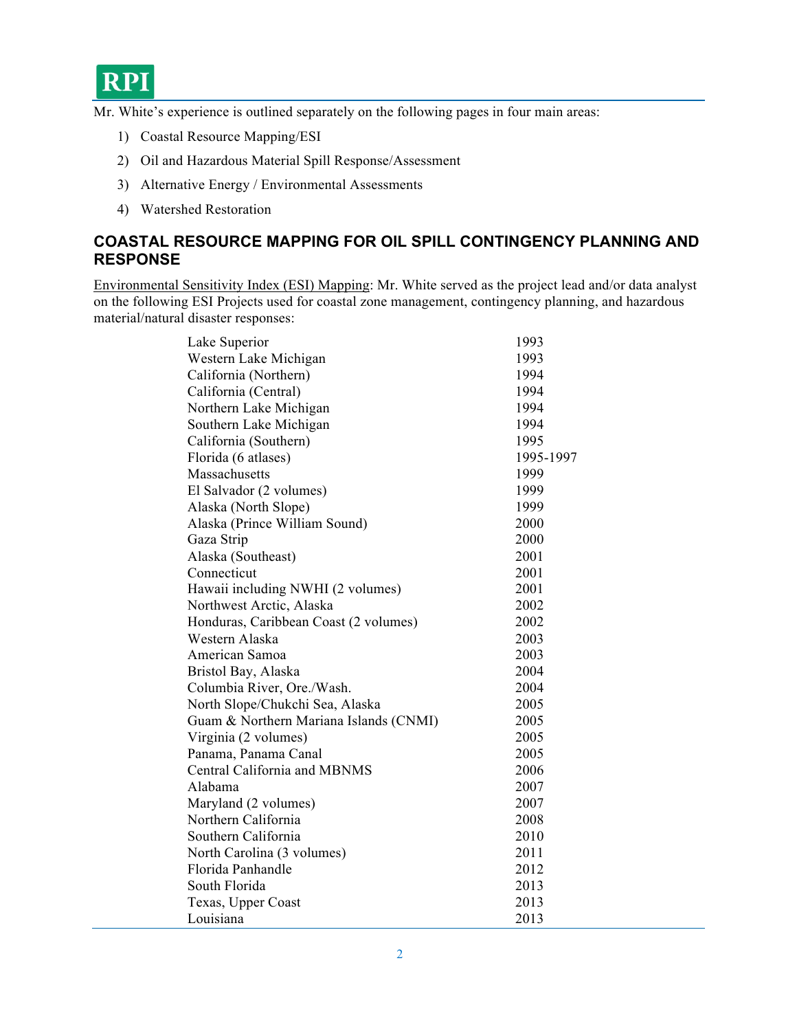Mr. White's experience is outlined separately on the following pages in four main areas:

1) Coastal Resource Mapping/ESI
2) Oil and Hazardous Material Spill Response/Assessment
3) Alternative Energy / Environmental Assessments
4) Watershed Restoration

## COASTAL RESOURCE MAPPING FOR OIL SPILL CONTINGENCY PLANNING AND RESPONSE

Environmental Sensitivity Index (ESI) Mapping: Mr. White served as the project lead and/or data analyst on the following ESI Projects used for coastal zone management, contingency planning, and hazardous material/natural disaster responses:

| | |
|---|---|
| Lake Superior | 1993 |
| Western Lake Michigan | 1993 |
| California (Northern) | 1994 |
| California (Central) | 1994 |
| Northern Lake Michigan | 1994 |
| Southern Lake Michigan | 1994 |
| California (Southern) | 1995 |
| Florida (6 atlases) | 1995-1997 |
| Massachusetts | 1999 |
| El Salvador (2 volumes) | 1999 |
| Alaska (North Slope) | 1999 |
| Alaska (Prince William Sound) | 2000 |
| Gaza Strip | 2000 |
| Alaska (Southeast) | 2001 |
| Connecticut | 2001 |
| Hawaii including NWHI (2 volumes) | 2001 |
| Northwest Arctic, Alaska | 2002 |
| Honduras, Caribbean Coast (2 volumes) | 2002 |
| Western Alaska | 2003 |
| American Samoa | 2003 |
| Bristol Bay, Alaska | 2004 |
| Columbia River, Ore./Wash. | 2004 |
| North Slope/Chukchi Sea, Alaska | 2005 |
| Guam & Northern Mariana Islands (CNMI) | 2005 |
| Virginia (2 volumes) | 2005 |
| Panama, Panama Canal | 2005 |
| Central California and MBNMS | 2006 |
| Alabama | 2007 |
| Maryland (2 volumes) | 2007 |
| Northern California | 2008 |
| Southern California | 2010 |
| North Carolina (3 volumes) | 2011 |
| Florida Panhandle | 2012 |
| South Florida | 2013 |
| Texas, Upper Coast | 2013 |
| Louisiana | 2013 |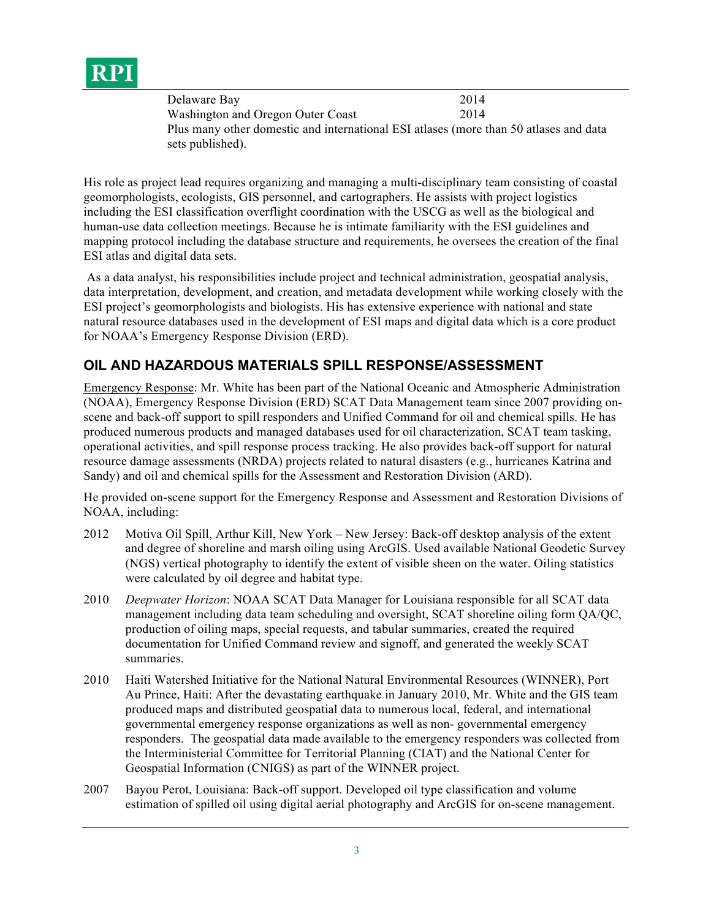| | |
|---|---|
| Delaware Bay | 2014 |
| Washington and Oregon Outer Coast | 2014 |

Plus many other domestic and international ESI atlases (more than 50 atlases and data sets published).

His role as project lead requires organizing and managing a multi-disciplinary team consisting of coastal geomorphologists, ecologists, GIS personnel, and cartographers. He assists with project logistics including the ESI classification overflight coordination with the USCG as well as the biological and human-use data collection meetings. Because he is intimate familiarity with the ESI guidelines and mapping protocol including the database structure and requirements, he oversees the creation of the final ESI atlas and digital data sets.

As a data analyst, his responsibilities include project and technical administration, geospatial analysis, data interpretation, development, and creation, and metadata development while working closely with the ESI project's geomorphologists and biologists. His has extensive experience with national and state natural resource databases used in the development of ESI maps and digital data which is a core product for NOAA's Emergency Response Division (ERD).

## OIL AND HAZARDOUS MATERIALS SPILL RESPONSE/ASSESSMENT

<u>Emergency Response</u>: Mr. White has been part of the National Oceanic and Atmospheric Administration (NOAA), Emergency Response Division (ERD) SCAT Data Management team since 2007 providing on-scene and back-off support to spill responders and Unified Command for oil and chemical spills. He has produced numerous products and managed databases used for oil characterization, SCAT team tasking, operational activities, and spill response process tracking. He also provides back-off support for natural resource damage assessments (NRDA) projects related to natural disasters (e.g., hurricanes Katrina and Sandy) and oil and chemical spills for the Assessment and Restoration Division (ARD).

He provided on-scene support for the Emergency Response and Assessment and Restoration Divisions of NOAA, including:

2012 Motiva Oil Spill, Arthur Kill, New York – New Jersey: Back-off desktop analysis of the extent and degree of shoreline and marsh oiling using ArcGIS. Used available National Geodetic Survey (NGS) vertical photography to identify the extent of visible sheen on the water. Oiling statistics were calculated by oil degree and habitat type.

2010 *Deepwater Horizon*: NOAA SCAT Data Manager for Louisiana responsible for all SCAT data management including data team scheduling and oversight, SCAT shoreline oiling form QA/QC, production of oiling maps, special requests, and tabular summaries, created the required documentation for Unified Command review and signoff, and generated the weekly SCAT summaries.

2010 Haiti Watershed Initiative for the National Natural Environmental Resources (WINNER), Port Au Prince, Haiti: After the devastating earthquake in January 2010, Mr. White and the GIS team produced maps and distributed geospatial data to numerous local, federal, and international governmental emergency response organizations as well as non- governmental emergency responders. The geospatial data made available to the emergency responders was collected from the Interministerial Committee for Territorial Planning (CIAT) and the National Center for Geospatial Information (CNIGS) as part of the WINNER project.

2007 Bayou Perot, Louisiana: Back-off support. Developed oil type classification and volume estimation of spilled oil using digital aerial photography and ArcGIS for on-scene management.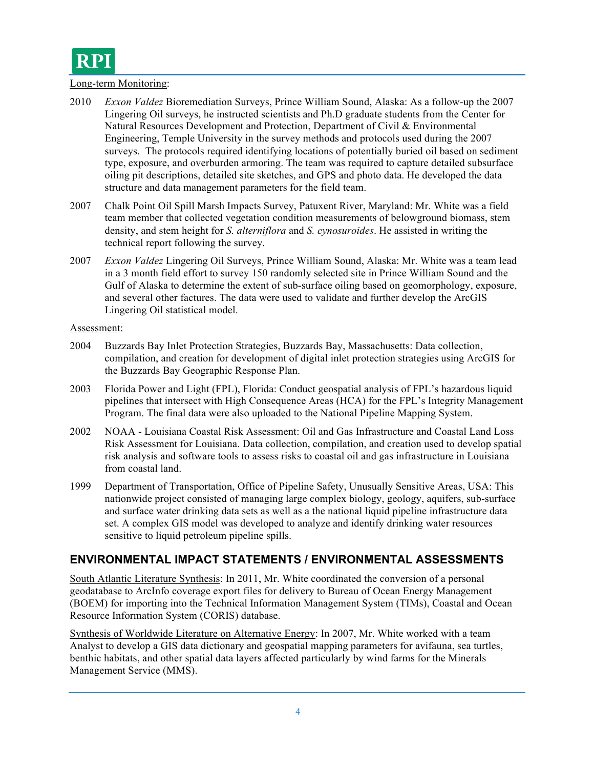Long-term Monitoring:

2010 *Exxon Valdez* Bioremediation Surveys, Prince William Sound, Alaska: As a follow-up the 2007 Lingering Oil surveys, he instructed scientists and Ph.D graduate students from the Center for Natural Resources Development and Protection, Department of Civil & Environmental Engineering, Temple University in the survey methods and protocols used during the 2007 surveys. The protocols required identifying locations of potentially buried oil based on sediment type, exposure, and overburden armoring. The team was required to capture detailed subsurface oiling pit descriptions, detailed site sketches, and GPS and photo data. He developed the data structure and data management parameters for the field team.

2007 Chalk Point Oil Spill Marsh Impacts Survey, Patuxent River, Maryland: Mr. White was a field team member that collected vegetation condition measurements of belowground biomass, stem density, and stem height for *S. alterniflora* and *S. cynosuroides*. He assisted in writing the technical report following the survey.

2007 *Exxon Valdez* Lingering Oil Surveys, Prince William Sound, Alaska: Mr. White was a team lead in a 3 month field effort to survey 150 randomly selected site in Prince William Sound and the Gulf of Alaska to determine the extent of sub-surface oiling based on geomorphology, exposure, and several other factures. The data were used to validate and further develop the ArcGIS Lingering Oil statistical model.

Assessment:

2004 Buzzards Bay Inlet Protection Strategies, Buzzards Bay, Massachusetts: Data collection, compilation, and creation for development of digital inlet protection strategies using ArcGIS for the Buzzards Bay Geographic Response Plan.

2003 Florida Power and Light (FPL), Florida: Conduct geospatial analysis of FPL's hazardous liquid pipelines that intersect with High Consequence Areas (HCA) for the FPL's Integrity Management Program. The final data were also uploaded to the National Pipeline Mapping System.

2002 NOAA - Louisiana Coastal Risk Assessment: Oil and Gas Infrastructure and Coastal Land Loss Risk Assessment for Louisiana. Data collection, compilation, and creation used to develop spatial risk analysis and software tools to assess risks to coastal oil and gas infrastructure in Louisiana from coastal land.

1999 Department of Transportation, Office of Pipeline Safety, Unusually Sensitive Areas, USA: This nationwide project consisted of managing large complex biology, geology, aquifers, sub-surface and surface water drinking data sets as well as a the national liquid pipeline infrastructure data set. A complex GIS model was developed to analyze and identify drinking water resources sensitive to liquid petroleum pipeline spills.

## ENVIRONMENTAL IMPACT STATEMENTS / ENVIRONMENTAL ASSESSMENTS

South Atlantic Literature Synthesis: In 2011, Mr. White coordinated the conversion of a personal geodatabase to ArcInfo coverage export files for delivery to Bureau of Ocean Energy Management (BOEM) for importing into the Technical Information Management System (TIMs), Coastal and Ocean Resource Information System (CORIS) database.

Synthesis of Worldwide Literature on Alternative Energy: In 2007, Mr. White worked with a team Analyst to develop a GIS data dictionary and geospatial mapping parameters for avifauna, sea turtles, benthic habitats, and other spatial data layers affected particularly by wind farms for the Minerals Management Service (MMS).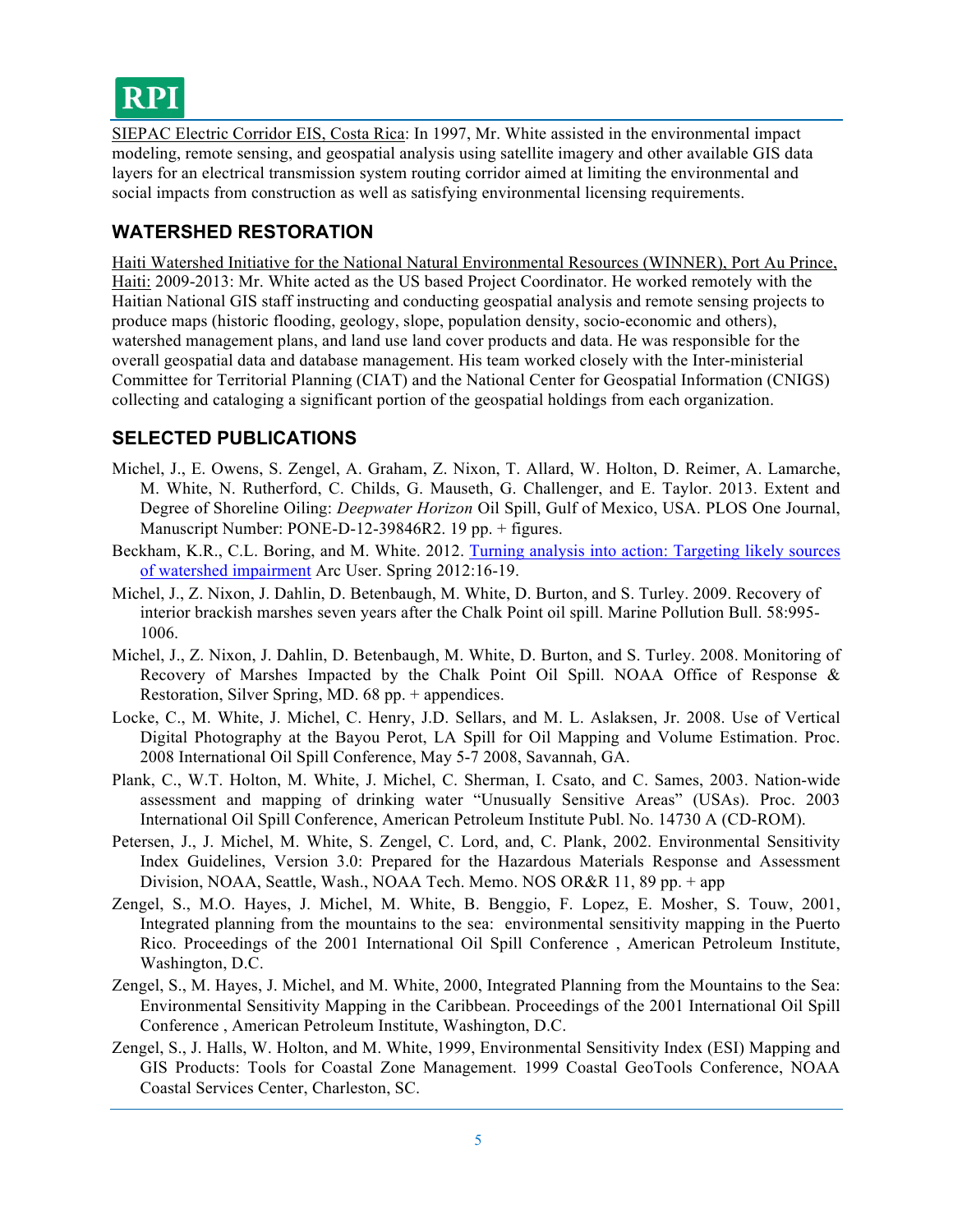SIEPAC Electric Corridor EIS, Costa Rica: In 1997, Mr. White assisted in the environmental impact modeling, remote sensing, and geospatial analysis using satellite imagery and other available GIS data layers for an electrical transmission system routing corridor aimed at limiting the environmental and social impacts from construction as well as satisfying environmental licensing requirements.

## WATERSHED RESTORATION

Haiti Watershed Initiative for the National Natural Environmental Resources (WINNER), Port Au Prince, Haiti: 2009-2013: Mr. White acted as the US based Project Coordinator. He worked remotely with the Haitian National GIS staff instructing and conducting geospatial analysis and remote sensing projects to produce maps (historic flooding, geology, slope, population density, socio-economic and others), watershed management plans, and land use land cover products and data. He was responsible for the overall geospatial data and database management. His team worked closely with the Inter-ministerial Committee for Territorial Planning (CIAT) and the National Center for Geospatial Information (CNIGS) collecting and cataloging a significant portion of the geospatial holdings from each organization.

## SELECTED PUBLICATIONS

Michel, J., E. Owens, S. Zengel, A. Graham, Z. Nixon, T. Allard, W. Holton, D. Reimer, A. Lamarche, M. White, N. Rutherford, C. Childs, G. Mauseth, G. Challenger, and E. Taylor. 2013. Extent and Degree of Shoreline Oiling: *Deepwater Horizon* Oil Spill, Gulf of Mexico, USA. PLOS One Journal, Manuscript Number: PONE-D-12-39846R2. 19 pp. + figures.

Beckham, K.R., C.L. Boring, and M. White. 2012. Turning analysis into action: Targeting likely sources of watershed impairment Arc User. Spring 2012:16-19.

Michel, J., Z. Nixon, J. Dahlin, D. Betenbaugh, M. White, D. Burton, and S. Turley. 2009. Recovery of interior brackish marshes seven years after the Chalk Point oil spill. Marine Pollution Bull. 58:995-1006.

Michel, J., Z. Nixon, J. Dahlin, D. Betenbaugh, M. White, D. Burton, and S. Turley. 2008. Monitoring of Recovery of Marshes Impacted by the Chalk Point Oil Spill. NOAA Office of Response & Restoration, Silver Spring, MD. 68 pp. + appendices.

Locke, C., M. White, J. Michel, C. Henry, J.D. Sellars, and M. L. Aslaksen, Jr. 2008. Use of Vertical Digital Photography at the Bayou Perot, LA Spill for Oil Mapping and Volume Estimation. Proc. 2008 International Oil Spill Conference, May 5-7 2008, Savannah, GA.

Plank, C., W.T. Holton, M. White, J. Michel, C. Sherman, I. Csato, and C. Sames, 2003. Nation-wide assessment and mapping of drinking water "Unusually Sensitive Areas" (USAs). Proc. 2003 International Oil Spill Conference, American Petroleum Institute Publ. No. 14730 A (CD-ROM).

Petersen, J., J. Michel, M. White, S. Zengel, C. Lord, and, C. Plank, 2002. Environmental Sensitivity Index Guidelines, Version 3.0: Prepared for the Hazardous Materials Response and Assessment Division, NOAA, Seattle, Wash., NOAA Tech. Memo. NOS OR&R 11, 89 pp. + app

Zengel, S., M.O. Hayes, J. Michel, M. White, B. Benggio, F. Lopez, E. Mosher, S. Touw, 2001, Integrated planning from the mountains to the sea: environmental sensitivity mapping in the Puerto Rico. Proceedings of the 2001 International Oil Spill Conference , American Petroleum Institute, Washington, D.C.

Zengel, S., M. Hayes, J. Michel, and M. White, 2000, Integrated Planning from the Mountains to the Sea: Environmental Sensitivity Mapping in the Caribbean. Proceedings of the 2001 International Oil Spill Conference , American Petroleum Institute, Washington, D.C.

Zengel, S., J. Halls, W. Holton, and M. White, 1999, Environmental Sensitivity Index (ESI) Mapping and GIS Products: Tools for Coastal Zone Management. 1999 Coastal GeoTools Conference, NOAA Coastal Services Center, Charleston, SC.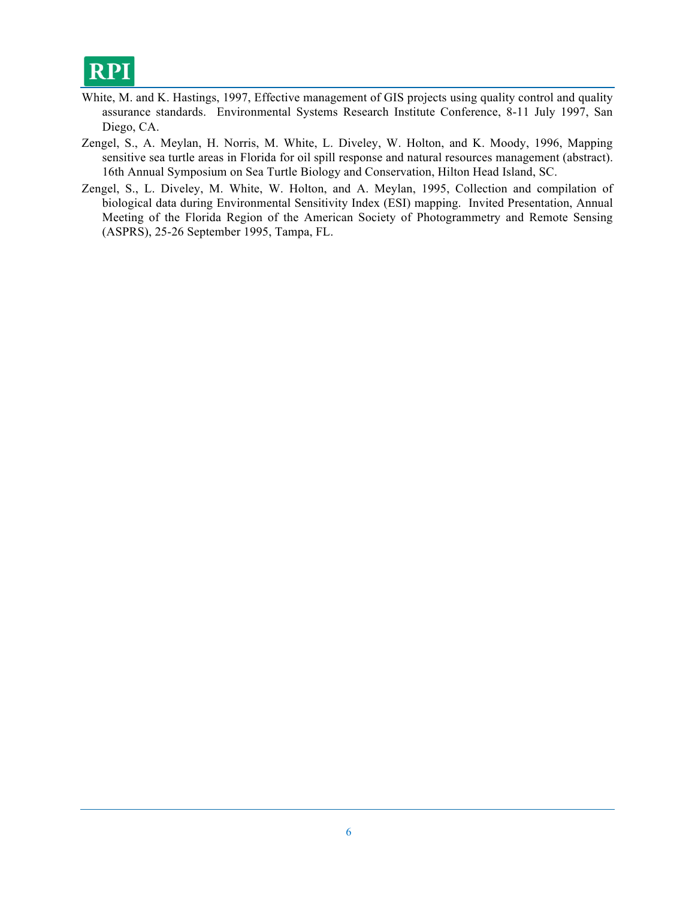White, M. and K. Hastings, 1997, Effective management of GIS projects using quality control and quality assurance standards. Environmental Systems Research Institute Conference, 8-11 July 1997, San Diego, CA.

Zengel, S., A. Meylan, H. Norris, M. White, L. Diveley, W. Holton, and K. Moody, 1996, Mapping sensitive sea turtle areas in Florida for oil spill response and natural resources management (abstract). 16th Annual Symposium on Sea Turtle Biology and Conservation, Hilton Head Island, SC.

Zengel, S., L. Diveley, M. White, W. Holton, and A. Meylan, 1995, Collection and compilation of biological data during Environmental Sensitivity Index (ESI) mapping. Invited Presentation, Annual Meeting of the Florida Region of the American Society of Photogrammetry and Remote Sensing (ASPRS), 25-26 September 1995, Tampa, FL.